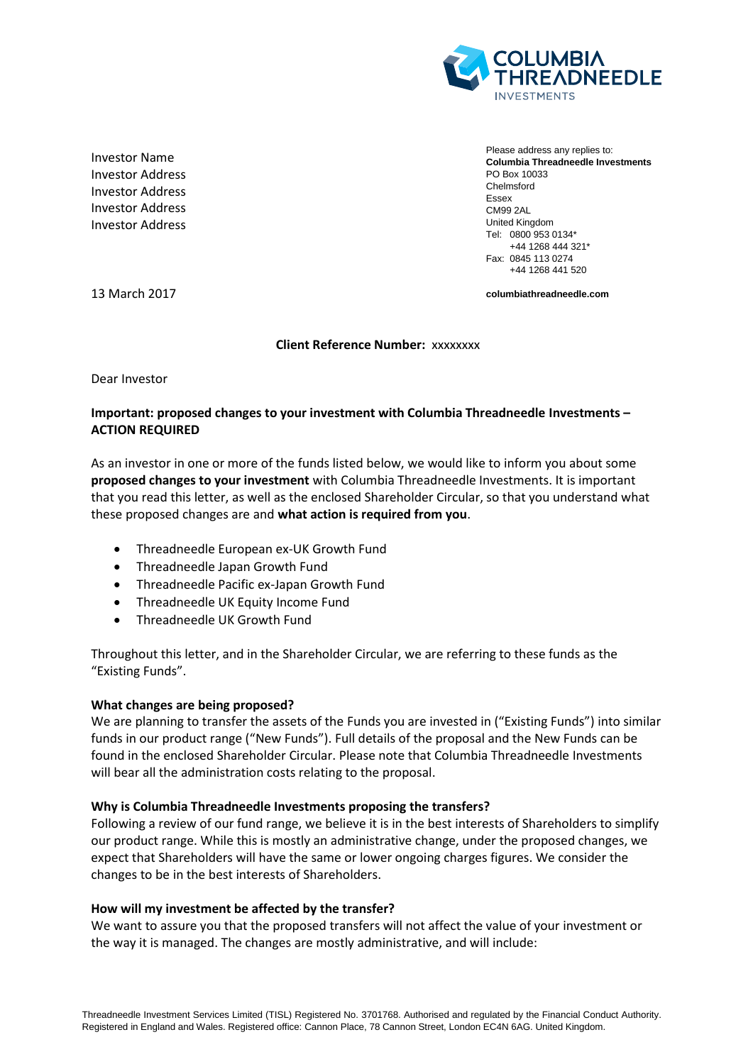Investor Name
Investor Address
Investor Address
Investor Address
Investor Address

Please address any replies to:
**Columbia Threadneedle Investments**
PO Box 10033
Chelmsford
Essex
CM99 2AL
United Kingdom
Tel: 0800 953 0134*
+44 1268 444 321*
Fax: 0845 113 0274
+44 1268 441 520

**columbiathreadneedle.com**

13 March 2017

**Client Reference Number:** xxxxxxxx

Dear Investor

**Important: proposed changes to your investment with Columbia Threadneedle Investments – ACTION REQUIRED**

As an investor in one or more of the funds listed below, we would like to inform you about some **proposed changes to your investment** with Columbia Threadneedle Investments. It is important that you read this letter, as well as the enclosed Shareholder Circular, so that you understand what these proposed changes are and **what action is required from you**.

- Threadneedle European ex-UK Growth Fund
- Threadneedle Japan Growth Fund
- Threadneedle Pacific ex-Japan Growth Fund
- Threadneedle UK Equity Income Fund
- Threadneedle UK Growth Fund

Throughout this letter, and in the Shareholder Circular, we are referring to these funds as the "Existing Funds".

**What changes are being proposed?**
We are planning to transfer the assets of the Funds you are invested in ("Existing Funds") into similar funds in our product range ("New Funds"). Full details of the proposal and the New Funds can be found in the enclosed Shareholder Circular. Please note that Columbia Threadneedle Investments will bear all the administration costs relating to the proposal.

**Why is Columbia Threadneedle Investments proposing the transfers?**
Following a review of our fund range, we believe it is in the best interests of Shareholders to simplify our product range. While this is mostly an administrative change, under the proposed changes, we expect that Shareholders will have the same or lower ongoing charges figures. We consider the changes to be in the best interests of Shareholders.

**How will my investment be affected by the transfer?**
We want to assure you that the proposed transfers will not affect the value of your investment or the way it is managed. The changes are mostly administrative, and will include:

Threadneedle Investment Services Limited (TISL) Registered No. 3701768. Authorised and regulated by the Financial Conduct Authority. Registered in England and Wales. Registered office: Cannon Place, 78 Cannon Street, London EC4N 6AG. United Kingdom.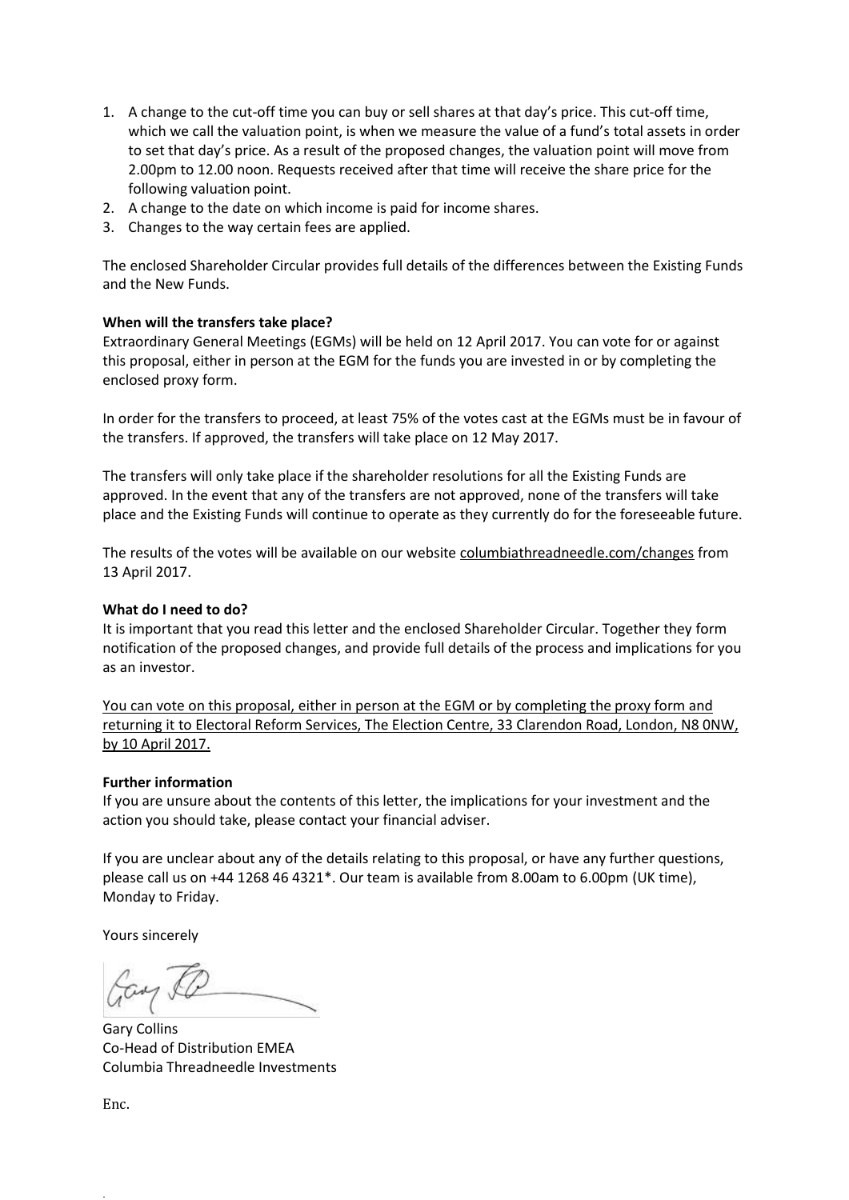1. A change to the cut-off time you can buy or sell shares at that day's price. This cut-off time, which we call the valuation point, is when we measure the value of a fund's total assets in order to set that day's price. As a result of the proposed changes, the valuation point will move from 2.00pm to 12.00 noon. Requests received after that time will receive the share price for the following valuation point.
2. A change to the date on which income is paid for income shares.
3. Changes to the way certain fees are applied.

The enclosed Shareholder Circular provides full details of the differences between the Existing Funds and the New Funds.

**When will the transfers take place?**

Extraordinary General Meetings (EGMs) will be held on 12 April 2017. You can vote for or against this proposal, either in person at the EGM for the funds you are invested in or by completing the enclosed proxy form.

In order for the transfers to proceed, at least 75% of the votes cast at the EGMs must be in favour of the transfers. If approved, the transfers will take place on 12 May 2017.

The transfers will only take place if the shareholder resolutions for all the Existing Funds are approved. In the event that any of the transfers are not approved, none of the transfers will take place and the Existing Funds will continue to operate as they currently do for the foreseeable future.

The results of the votes will be available on our website columbiathreadneedle.com/changes from 13 April 2017.

**What do I need to do?**

It is important that you read this letter and the enclosed Shareholder Circular. Together they form notification of the proposed changes, and provide full details of the process and implications for you as an investor.

You can vote on this proposal, either in person at the EGM or by completing the proxy form and returning it to Electoral Reform Services, The Election Centre, 33 Clarendon Road, London, N8 0NW, by 10 April 2017.

**Further information**

If you are unsure about the contents of this letter, the implications for your investment and the action you should take, please contact your financial adviser.

If you are unclear about any of the details relating to this proposal, or have any further questions, please call us on +44 1268 46 4321*. Our team is available from 8.00am to 6.00pm (UK time), Monday to Friday.

Yours sincerely

Gary Collins
Co-Head of Distribution EMEA
Columbia Threadneedle Investments

Enc.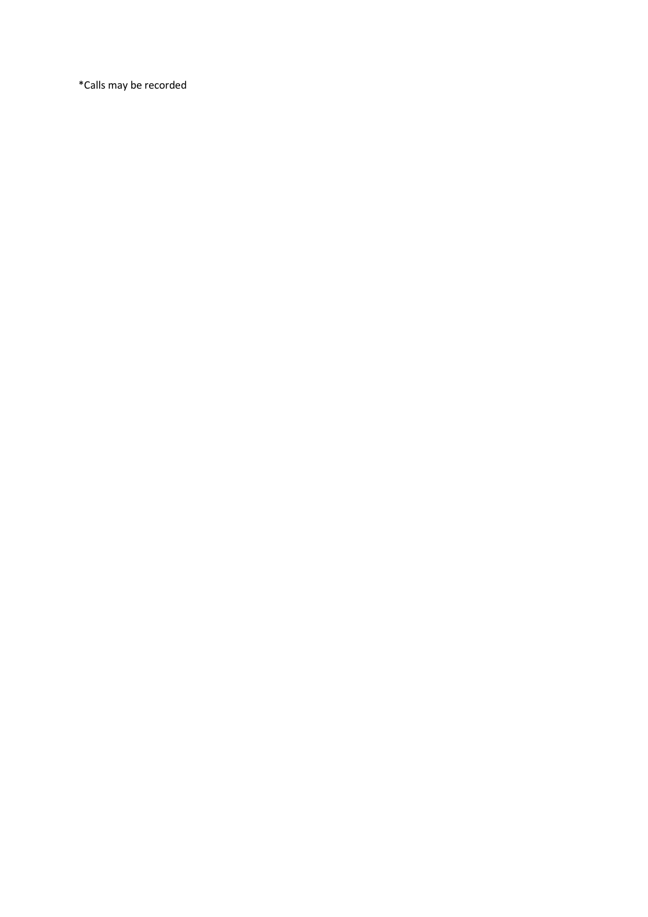*Calls may be recorded